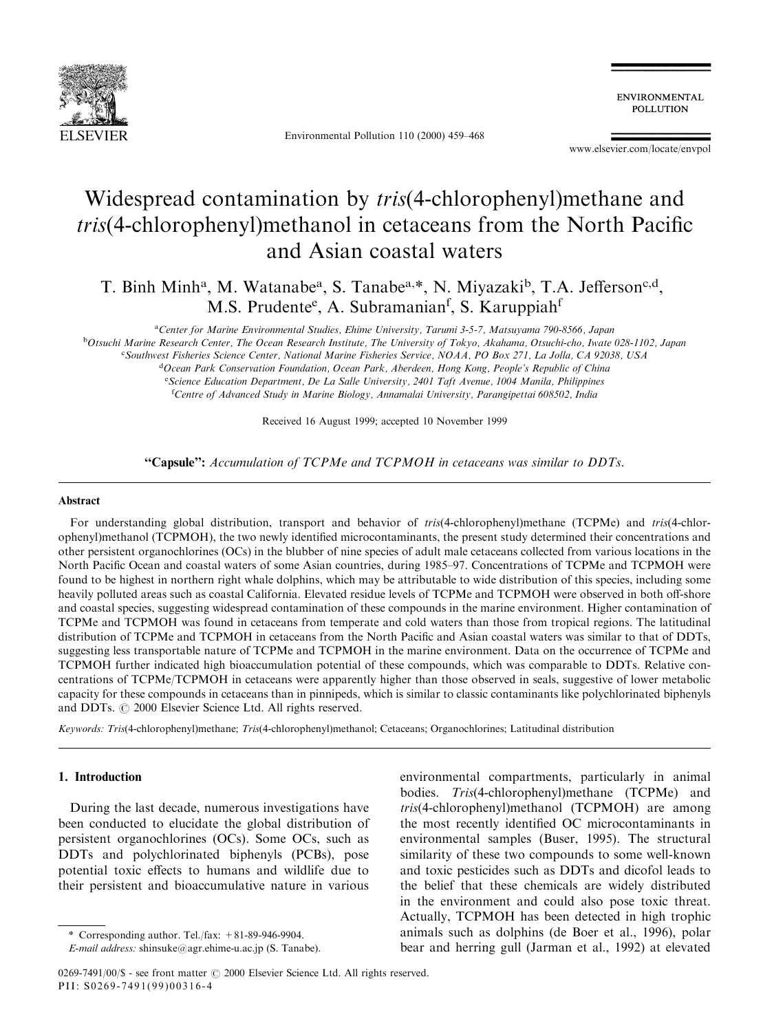# Widespread contamination by *tris*(4-chlorophenyl)methane and *tris*(4-chlorophenyl)methanol in cetaceans from the North Pacific and Asian coastal waters

T. Binh Minh[a], M. Watanabe[a], S. Tanabe[a,*], N. Miyazaki[b], T.A. Jefferson[c,d], M.S. Prudente[e], A. Subramanian[f], S. Karuppiah[f]

[a]Center for Marine Environmental Studies, Ehime University, Tarumi 3-5-7, Matsuyama 790-8566, Japan

[b]Otsuchi Marine Research Center, The Ocean Research Institute, The University of Tokyo, Akahama, Otsuchi-cho, Iwate 028-1102, Japan

[c]Southwest Fisheries Science Center, National Marine Fisheries Service, NOAA, PO Box 271, La Jolla, CA 92038, USA

[d]Ocean Park Conservation Foundation, Ocean Park, Aberdeen, Hong Kong, People's Republic of China

[e]Science Education Department, De La Salle University, 2401 Taft Avenue, 1004 Manila, Philippines

[f]Centre of Advanced Study in Marine Biology, Annamalai University, Parangipettai 608502, India

Received 16 August 1999; accepted 10 November 1999

**"Capsule"**: *Accumulation of TCPMe and TCPMOH in cetaceans was similar to DDTs.*

## Abstract

For understanding global distribution, transport and behavior of *tris*(4-chlorophenyl)methane (TCPMe) and *tris*(4-chlorophenyl)methanol (TCPMOH), the two newly identified microcontaminants, the present study determined their concentrations and other persistent organochlorines (OCs) in the blubber of nine species of adult male cetaceans collected from various locations in the North Pacific Ocean and coastal waters of some Asian countries, during 1985–97. Concentrations of TCPMe and TCPMOH were found to be highest in northern right whale dolphins, which may be attributable to wide distribution of this species, including some heavily polluted areas such as coastal California. Elevated residue levels of TCPMe and TCPMOH were observed in both off-shore and coastal species, suggesting widespread contamination of these compounds in the marine environment. Higher contamination of TCPMe and TCPMOH was found in cetaceans from temperate and cold waters than those from tropical regions. The latitudinal distribution of TCPMe and TCPMOH in cetaceans from the North Pacific and Asian coastal waters was similar to that of DDTs, suggesting less transportable nature of TCPMe and TCPMOH in the marine environment. Data on the occurrence of TCPMe and TCPMOH further indicated high bioaccumulation potential of these compounds, which was comparable to DDTs. Relative concentrations of TCPMe/TCPMOH in cetaceans were apparently higher than those observed in seals, suggestive of lower metabolic capacity for these compounds in cetaceans than in pinnipeds, which is similar to classic contaminants like polychlorinated biphenyls and DDTs. © 2000 Elsevier Science Ltd. All rights reserved.

*Keywords:* *Tris*(4-chlorophenyl)methane; *Tris*(4-chlorophenyl)methanol; Cetaceans; Organochlorines; Latitudinal distribution

## 1. Introduction

During the last decade, numerous investigations have been conducted to elucidate the global distribution of persistent organochlorines (OCs). Some OCs, such as DDTs and polychlorinated biphenyls (PCBs), pose potential toxic effects to humans and wildlife due to their persistent and bioaccumulative nature in various environmental compartments, particularly in animal bodies. *Tris*(4-chlorophenyl)methane (TCPMe) and *tris*(4-chlorophenyl)methanol (TCPMOH) are among the most recently identified OC microcontaminants in environmental samples (Buser, 1995). The structural similarity of these two compounds to some well-known and toxic pesticides such as DDTs and dicofol leads to the belief that these chemicals are widely distributed in the environment and could also pose toxic threat. Actually, TCPMOH has been detected in high trophic animals such as dolphins (de Boer et al., 1996), polar bear and herring gull (Jarman et al., 1992) at elevated

\* Corresponding author. Tel./fax: +81-89-946-9904.
*E-mail address:* shinsuke@agr.ehime-u.ac.jp (S. Tanabe).

0269-7491/00/$ - see front matter © 2000 Elsevier Science Ltd. All rights reserved.
PII: S0269-7491(99)00316-4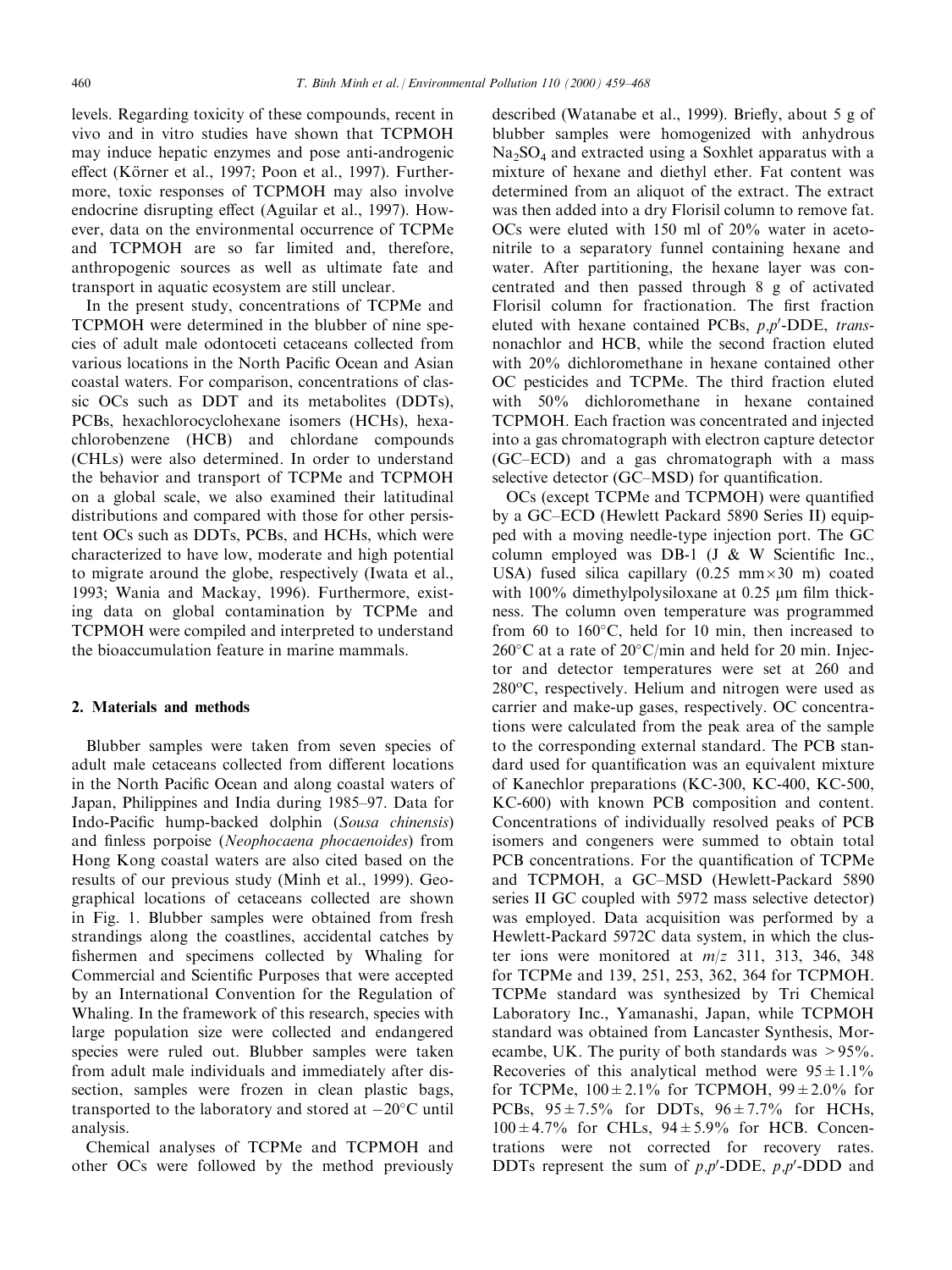levels. Regarding toxicity of these compounds, recent in vivo and in vitro studies have shown that TCPMOH may induce hepatic enzymes and pose anti-androgenic effect (Körner et al., 1997; Poon et al., 1997). Furthermore, toxic responses of TCPMOH may also involve endocrine disrupting effect (Aguilar et al., 1997). However, data on the environmental occurrence of TCPMe and TCPMOH are so far limited and, therefore, anthropogenic sources as well as ultimate fate and transport in aquatic ecosystem are still unclear.

In the present study, concentrations of TCPMe and TCPMOH were determined in the blubber of nine species of adult male odontoceti cetaceans collected from various locations in the North Pacific Ocean and Asian coastal waters. For comparison, concentrations of classic OCs such as DDT and its metabolites (DDTs), PCBs, hexachlorocyclohexane isomers (HCHs), hexachlorobenzene (HCB) and chlordane compounds (CHLs) were also determined. In order to understand the behavior and transport of TCPMe and TCPMOH on a global scale, we also examined their latitudinal distributions and compared with those for other persistent OCs such as DDTs, PCBs, and HCHs, which were characterized to have low, moderate and high potential to migrate around the globe, respectively (Iwata et al., 1993; Wania and Mackay, 1996). Furthermore, existing data on global contamination by TCPMe and TCPMOH were compiled and interpreted to understand the bioaccumulation feature in marine mammals.

## 2. Materials and methods

Blubber samples were taken from seven species of adult male cetaceans collected from different locations in the North Pacific Ocean and along coastal waters of Japan, Philippines and India during 1985–97. Data for Indo-Pacific hump-backed dolphin (*Sousa chinensis*) and finless porpoise (*Neophocaena phocaenoides*) from Hong Kong coastal waters are also cited based on the results of our previous study (Minh et al., 1999). Geographical locations of cetaceans collected are shown in Fig. 1. Blubber samples were obtained from fresh strandings along the coastlines, accidental catches by fishermen and specimens collected by Whaling for Commercial and Scientific Purposes that were accepted by an International Convention for the Regulation of Whaling. In the framework of this research, species with large population size were collected and endangered species were ruled out. Blubber samples were taken from adult male individuals and immediately after dissection, samples were frozen in clean plastic bags, transported to the laboratory and stored at $-20°C$ until analysis.

Chemical analyses of TCPMe and TCPMOH and other OCs were followed by the method previously described (Watanabe et al., 1999). Briefly, about 5 g of blubber samples were homogenized with anhydrous $Na_2SO_4$ and extracted using a Soxhlet apparatus with a mixture of hexane and diethyl ether. Fat content was determined from an aliquot of the extract. The extract was then added into a dry Florisil column to remove fat. OCs were eluted with 150 ml of 20% water in acetonitrile to a separatory funnel containing hexane and water. After partitioning, the hexane layer was concentrated and then passed through 8 g of activated Florisil column for fractionation. The first fraction eluted with hexane contained PCBs, $p,p'$-DDE, *trans*-nonachlor and HCB, while the second fraction eluted with 20% dichloromethane in hexane contained other OC pesticides and TCPMe. The third fraction eluted with 50% dichloromethane in hexane contained TCPMOH. Each fraction was concentrated and injected into a gas chromatograph with electron capture detector (GC–ECD) and a gas chromatograph with a mass selective detector (GC–MSD) for quantification.

OCs (except TCPMe and TCPMOH) were quantified by a GC–ECD (Hewlett Packard 5890 Series II) equipped with a moving needle-type injection port. The GC column employed was DB-1 (J & W Scientific Inc., USA) fused silica capillary (0.25 mm×30 m) coated with 100% dimethylpolysiloxane at 0.25 μm film thickness. The column oven temperature was programmed from 60 to 160°C, held for 10 min, then increased to 260°C at a rate of 20°C/min and held for 20 min. Injector and detector temperatures were set at 260 and 280°C, respectively. Helium and nitrogen were used as carrier and make-up gases, respectively. OC concentrations were calculated from the peak area of the sample to the corresponding external standard. The PCB standard used for quantification was an equivalent mixture of Kanechlor preparations (KC-300, KC-400, KC-500, KC-600) with known PCB composition and content. Concentrations of individually resolved peaks of PCB isomers and congeners were summed to obtain total PCB concentrations. For the quantification of TCPMe and TCPMOH, a GC–MSD (Hewlett-Packard 5890 series II GC coupled with 5972 mass selective detector) was employed. Data acquisition was performed by a Hewlett-Packard 5972C data system, in which the cluster ions were monitored at $m/z$ 311, 313, 346, 348 for TCPMe and 139, 251, 253, 362, 364 for TCPMOH. TCPMe standard was synthesized by Tri Chemical Laboratory Inc., Yamanashi, Japan, while TCPMOH standard was obtained from Lancaster Synthesis, Morecambe, UK. The purity of both standards was >95%. Recoveries of this analytical method were $95 \pm 1.1\%$ for TCPMe, $100 \pm 2.1\%$ for TCPMOH, $99 \pm 2.0\%$ for PCBs, $95 \pm 7.5\%$ for DDTs, $96 \pm 7.7\%$ for HCHs, $100 \pm 4.7\%$ for CHLs, $94 \pm 5.9\%$ for HCB. Concentrations were not corrected for recovery rates. DDTs represent the sum of $p,p'$-DDE, $p,p'$-DDD and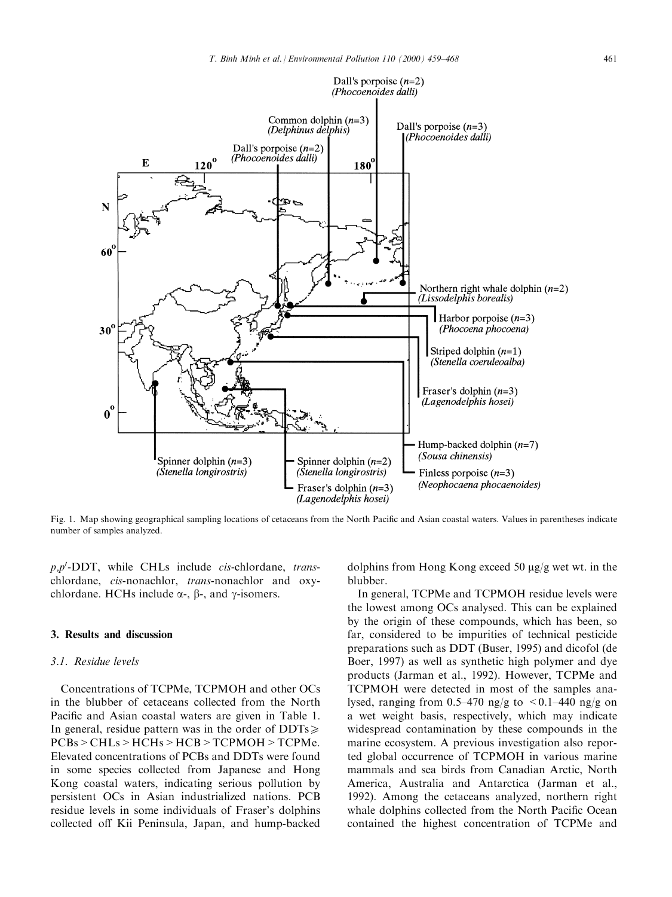Fig. 1. Map showing geographical sampling locations of cetaceans from the North Pacific and Asian coastal waters. Values in parentheses indicate number of samples analyzed.

$p,p'$-DDT, while CHLs include *cis*-chlordane, *trans*-chlordane, *cis*-nonachlor, *trans*-nonachlor and oxychlordane. HCHs include α-, β-, and γ-isomers.

## 3. Results and discussion

### 3.1. Residue levels

Concentrations of TCPMe, TCPMOH and other OCs in the blubber of cetaceans collected from the North Pacific and Asian coastal waters are given in Table 1. In general, residue pattern was in the order of DDTs $\geq$ PCBs > CHLs > HCHs > HCB > TCPMOH > TCPMe. Elevated concentrations of PCBs and DDTs were found in some species collected from Japanese and Hong Kong coastal waters, indicating serious pollution by persistent OCs in Asian industrialized nations. PCB residue levels in some individuals of Fraser's dolphins collected off Kii Peninsula, Japan, and hump-backed dolphins from Hong Kong exceed 50 μg/g wet wt. in the blubber.

In general, TCPMe and TCPMOH residue levels were the lowest among OCs analysed. This can be explained by the origin of these compounds, which has been, so far, considered to be impurities of technical pesticide preparations such as DDT (Buser, 1995) and dicofol (de Boer, 1997) as well as synthetic high polymer and dye products (Jarman et al., 1992). However, TCPMe and TCPMOH were detected in most of the samples analysed, ranging from 0.5–470 ng/g to <0.1–440 ng/g on a wet weight basis, respectively, which may indicate widespread contamination by these compounds in the marine ecosystem. A previous investigation also reported global occurrence of TCPMOH in various marine mammals and sea birds from Canadian Arctic, North America, Australia and Antarctica (Jarman et al., 1992). Among the cetaceans analyzed, northern right whale dolphins collected from the North Pacific Ocean contained the highest concentration of TCPMe and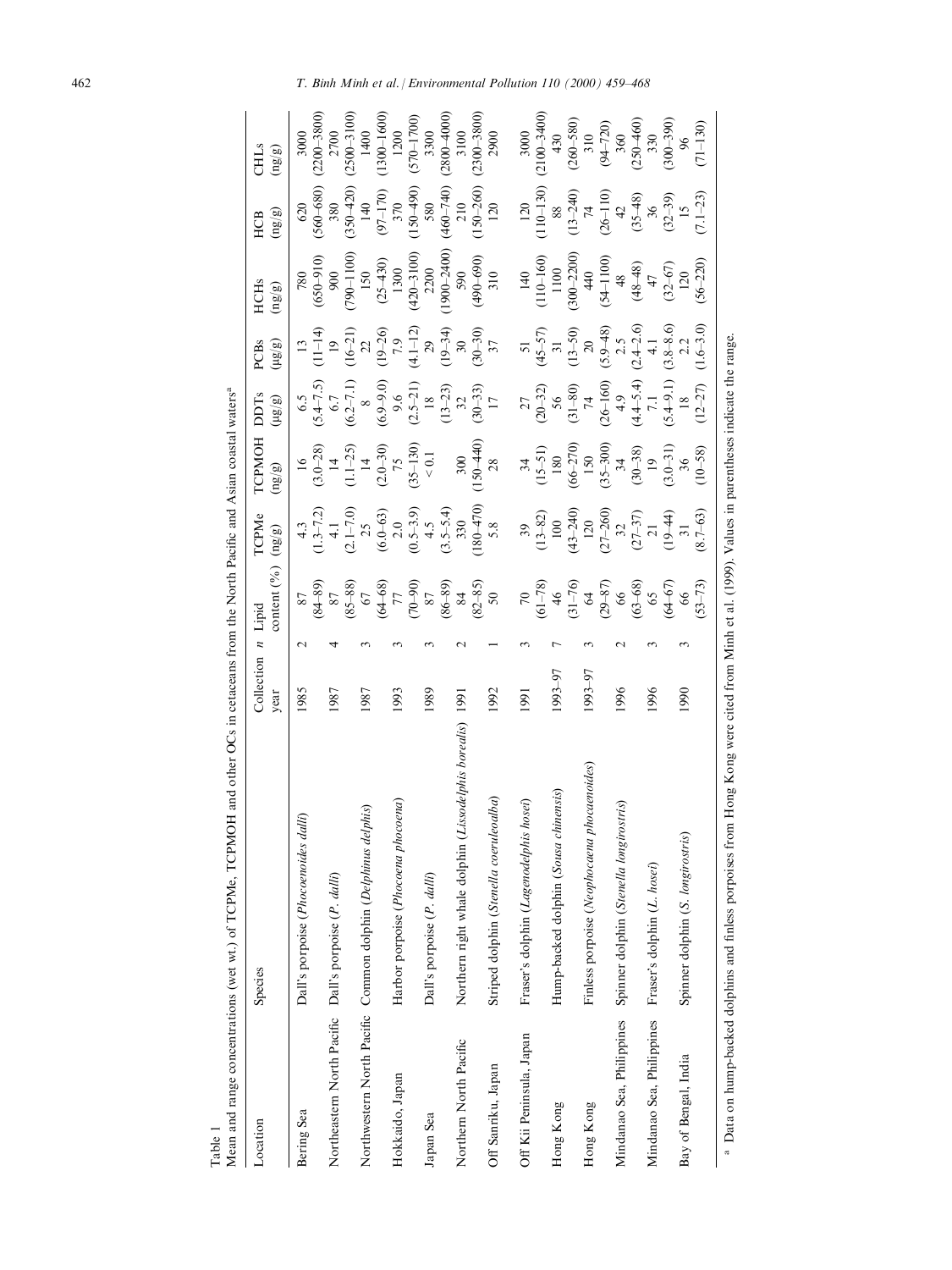Table 1
Mean and range concentrations (wet wt.) of TCPMe, TCPMOH and other OCs in cetaceans from the North Pacific and Asian coastal waters[a]

| Location | Species | Collection year | *n* | Lipid content (%) | TCPMe (ng/g) | TCPMOH (ng/g) | DDTs (µg/g) | PCBs (µg/g) | HCHs (ng/g) | HCB (ng/g) | CHLs (ng/g) |
|---|---|---|---|---|---|---|---|---|---|---|---|
| Bering Sea | Dall's porpoise (*Phocoenoides dalli*) | 1985 | 2 | 87 (84–89) | 4.3 (1.3–7.2) | 16 (3.0–28) | 6.5 (5.4–7.5) | 13 (11–14) | 780 (650–910) | 620 (560–680) | 3000 (2200–3800) |
| Northeastern North Pacific | Dall's porpoise (*P. dalli*) | 1987 | 4 | 87 (85–88) | 4.1 (2.1–7.0) | 14 (1.1–25) | 6.7 (6.2–7.1) | 19 (16–21) | 900 (790–1100) | 380 (350–420) | 2700 (2500–3100) |
| Northwestern North Pacific | Common dolphin (*Delphinus delphis*) | 1987 | 3 | 67 (64–68) | 25 (6.0–63) | 14 (2.0–30) | 8 (6.9–9.0) | 22 (19–26) | 150 (25–430) | 140 (97–170) | 1400 (1300–1600) |
| Hokkaido, Japan | Harbor porpoise (*Phocoena phocoena*) | 1993 | 3 | 77 (70–90) | 2.0 (0.5–3.9) | 75 (35–130) | 9.6 (2.5–21) | 7.9 (4.1–12) | 1300 (420–3100) | 370 (150–490) | 1200 (570–1700) |
| Japan Sea | Dall's porpoise (*P. dalli*) | 1989 | 3 | 87 (86–89) | 4.5 (3.5–5.4) | < 0.1 | 18 (13–23) | 29 (19–34) | 2200 (1900–2400) | 580 (460–740) | 3300 (2800–4000) |
| Northern North Pacific | Northern right whale dolphin (*Lissodelphis borealis*) | 1991 | 2 | 84 (82–85) | 330 (180–470) | 300 (150–440) | 32 (30–33) | 30 (30–30) | 590 (490–690) | 210 (150–260) | 3100 (2300–3800) |
| Off Sanriku, Japan | Striped dolphin (*Stenella coeruleoalba*) | 1992 | 1 | 50 | 5.8 | 28 | 17 | 37 | 310 | 120 | 2900 |
| Off Kii Peninsula, Japan | Fraser's dolphin (*Lagenodelphis hosei*) | 1991 | 3 | 70 (61–78) | 39 (13–82) | 34 (15–51) | 27 (20–32) | 51 (45–57) | 140 (110–160) | 120 (110–130) | 3000 (2100–3400) |
| Hong Kong | Hump-backed dolphin (*Sousa chinensis*) | 1993–97 | 7 | 46 (31–76) | 100 (43–240) | 180 (66–270) | 56 (31–80) | 31 (13–50) | 1100 (300–2200) | 88 (13–240) | 430 (260–580) |
| Hong Kong | Finless porpoise (*Neophocaena phocaenoides*) | 1993–97 | 3 | 64 (29–87) | 120 (27–260) | 150 (35–300) | 74 (26–160) | 20 (5.9–48) | 440 (54–1100) | 74 (26–110) | 310 (94–720) |
| Mindanao Sea, Philippines | Spinner dolphin (*Stenella longirostris*) | 1996 | 2 | 66 (63–68) | 32 (27–37) | 34 (30–38) | 4.9 (4.4–5.4) | 2.5 (2.4–2.6) | 48 (48–48) | 42 (35–48) | 360 (250–460) |
| Mindanao Sea, Philippines | Fraser's dolphin (*L. hosei*) | 1996 | 3 | 65 (64–67) | 21 (19–44) | 19 (3.0–31) | 7.1 (5.4–9.1) | 4.1 (3.8–8.6) | 47 (32–67) | 36 (32–39) | 330 (300–390) |
| Bay of Bengal, India | Spinner dolphin (*S. longirostris*) | 1990 | 3 | 66 (53–73) | 31 (8.7–63) | 36 (10–58) | 18 (12–27) | 2.2 (1.6–3.0) | 120 (56–220) | 15 (7.1–23) | 96 (71–130) |

[a] Data on hump-backed dolphins and finless porpoises from Hong Kong were cited from Minh et al. (1999). Values in parentheses indicate the range.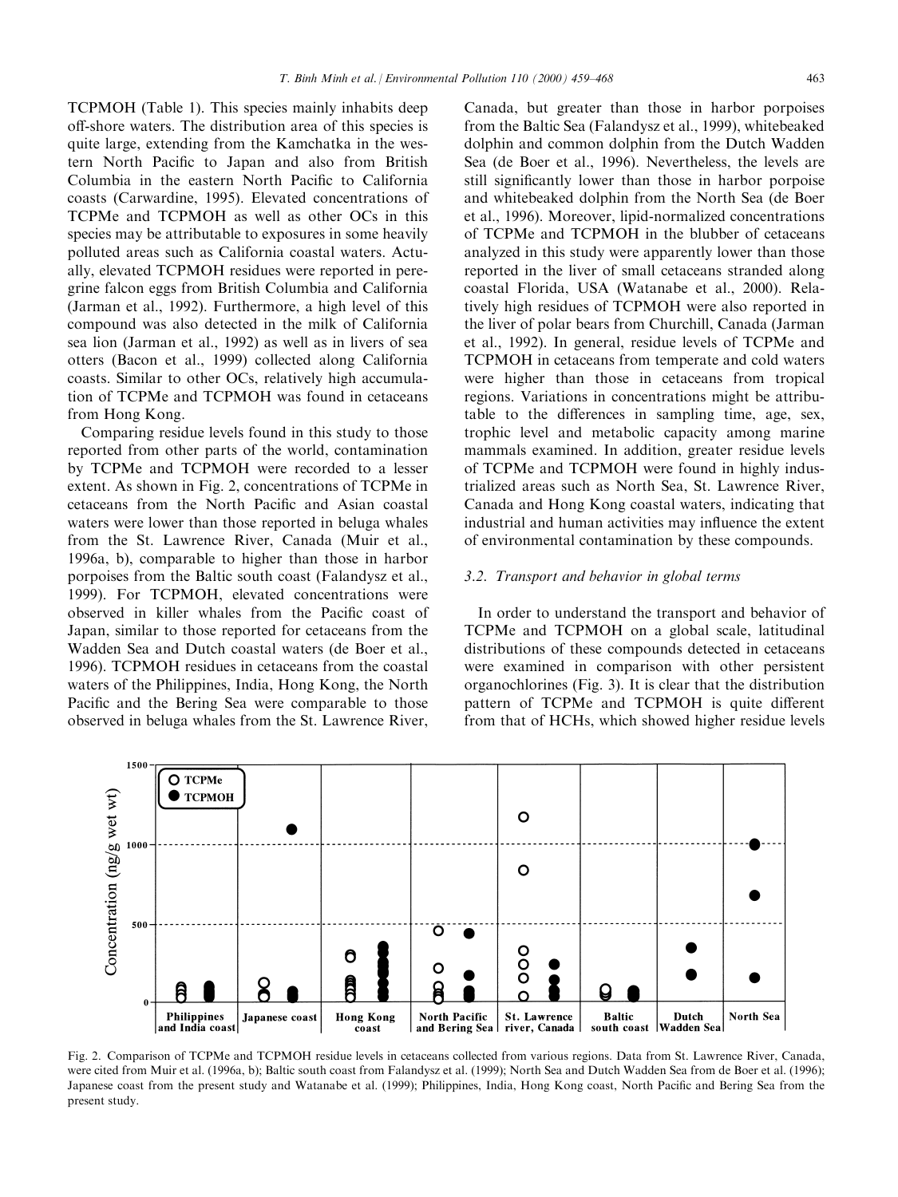TCPMOH (Table 1). This species mainly inhabits deep off-shore waters. The distribution area of this species is quite large, extending from the Kamchatka in the western North Pacific to Japan and also from British Columbia in the eastern North Pacific to California coasts (Carwardine, 1995). Elevated concentrations of TCPMe and TCPMOH as well as other OCs in this species may be attributable to exposures in some heavily polluted areas such as California coastal waters. Actually, elevated TCPMOH residues were reported in peregrine falcon eggs from British Columbia and California (Jarman et al., 1992). Furthermore, a high level of this compound was also detected in the milk of California sea lion (Jarman et al., 1992) as well as in livers of sea otters (Bacon et al., 1999) collected along California coasts. Similar to other OCs, relatively high accumulation of TCPMe and TCPMOH was found in cetaceans from Hong Kong.

Comparing residue levels found in this study to those reported from other parts of the world, contamination by TCPMe and TCPMOH were recorded to a lesser extent. As shown in Fig. 2, concentrations of TCPMe in cetaceans from the North Pacific and Asian coastal waters were lower than those reported in beluga whales from the St. Lawrence River, Canada (Muir et al., 1996a, b), comparable to higher than those in harbor porpoises from the Baltic south coast (Falandysz et al., 1999). For TCPMOH, elevated concentrations were observed in killer whales from the Pacific coast of Japan, similar to those reported for cetaceans from the Wadden Sea and Dutch coastal waters (de Boer et al., 1996). TCPMOH residues in cetaceans from the coastal waters of the Philippines, India, Hong Kong, the North Pacific and the Bering Sea were comparable to those observed in beluga whales from the St. Lawrence River, Canada, but greater than those in harbor porpoises from the Baltic Sea (Falandysz et al., 1999), whitebeaked dolphin and common dolphin from the Dutch Wadden Sea (de Boer et al., 1996). Nevertheless, the levels are still significantly lower than those in harbor porpoise and whitebeaked dolphin from the North Sea (de Boer et al., 1996). Moreover, lipid-normalized concentrations of TCPMe and TCPMOH in the blubber of cetaceans analyzed in this study were apparently lower than those reported in the liver of small cetaceans stranded along coastal Florida, USA (Watanabe et al., 2000). Relatively high residues of TCPMOH were also reported in the liver of polar bears from Churchill, Canada (Jarman et al., 1992). In general, residue levels of TCPMe and TCPMOH in cetaceans from temperate and cold waters were higher than those in cetaceans from tropical regions. Variations in concentrations might be attributable to the differences in sampling time, age, sex, trophic level and metabolic capacity among marine mammals examined. In addition, greater residue levels of TCPMe and TCPMOH were found in highly industrialized areas such as North Sea, St. Lawrence River, Canada and Hong Kong coastal waters, indicating that industrial and human activities may influence the extent of environmental contamination by these compounds.

### 3.2. Transport and behavior in global terms

In order to understand the transport and behavior of TCPMe and TCPMOH on a global scale, latitudinal distributions of these compounds detected in cetaceans were examined in comparison with other persistent organochlorines (Fig. 3). It is clear that the distribution pattern of TCPMe and TCPMOH is quite different from that of HCHs, which showed higher residue levels

Fig. 2. Comparison of TCPMe and TCPMOH residue levels in cetaceans collected from various regions. Data from St. Lawrence River, Canada, were cited from Muir et al. (1996a, b); Baltic south coast from Falandysz et al. (1999); North Sea and Dutch Wadden Sea from de Boer et al. (1996); Japanese coast from the present study and Watanabe et al. (1999); Philippines, India, Hong Kong coast, North Pacific and Bering Sea from the present study.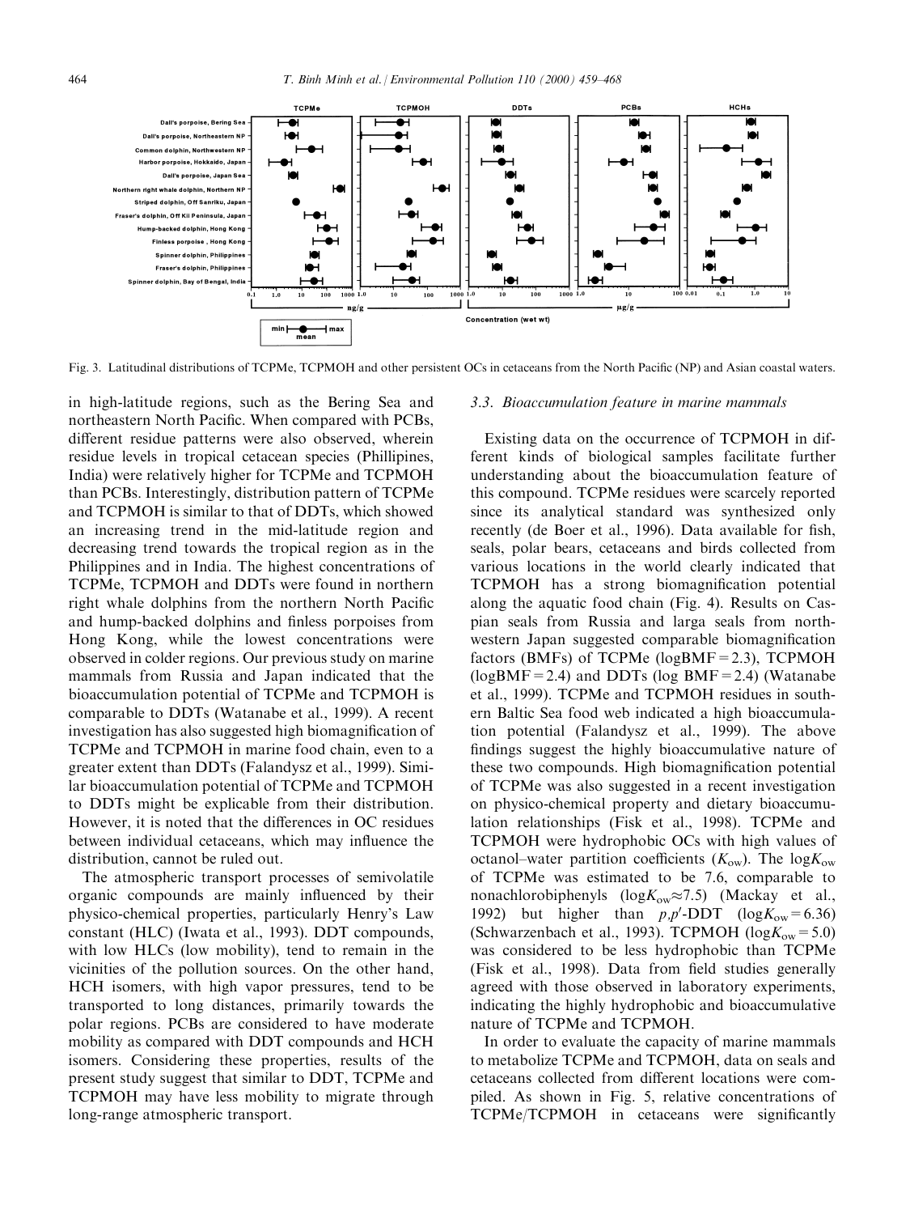Fig. 3. Latitudinal distributions of TCPMe, TCPMOH and other persistent OCs in cetaceans from the North Pacific (NP) and Asian coastal waters.

in high-latitude regions, such as the Bering Sea and northeastern North Pacific. When compared with PCBs, different residue patterns were also observed, wherein residue levels in tropical cetacean species (Phillipines, India) were relatively higher for TCPMe and TCPMOH than PCBs. Interestingly, distribution pattern of TCPMe and TCPMOH is similar to that of DDTs, which showed an increasing trend in the mid-latitude region and decreasing trend towards the tropical region as in the Philippines and in India. The highest concentrations of TCPMe, TCPMOH and DDTs were found in northern right whale dolphins from the northern North Pacific and hump-backed dolphins and finless porpoises from Hong Kong, while the lowest concentrations were observed in colder regions. Our previous study on marine mammals from Russia and Japan indicated that the bioaccumulation potential of TCPMe and TCPMOH is comparable to DDTs (Watanabe et al., 1999). A recent investigation has also suggested high biomagnification of TCPMe and TCPMOH in marine food chain, even to a greater extent than DDTs (Falandysz et al., 1999). Similar bioaccumulation potential of TCPMe and TCPMOH to DDTs might be explicable from their distribution. However, it is noted that the differences in OC residues between individual cetaceans, which may influence the distribution, cannot be ruled out.

The atmospheric transport processes of semivolatile organic compounds are mainly influenced by their physico-chemical properties, particularly Henry's Law constant (HLC) (Iwata et al., 1993). DDT compounds, with low HLCs (low mobility), tend to remain in the vicinities of the pollution sources. On the other hand, HCH isomers, with high vapor pressures, tend to be transported to long distances, primarily towards the polar regions. PCBs are considered to have moderate mobility as compared with DDT compounds and HCH isomers. Considering these properties, results of the present study suggest that similar to DDT, TCPMe and TCPMOH may have less mobility to migrate through long-range atmospheric transport.

### 3.3. Bioaccumulation feature in marine mammals

Existing data on the occurrence of TCPMOH in different kinds of biological samples facilitate further understanding about the bioaccumulation feature of this compound. TCPMe residues were scarcely reported since its analytical standard was synthesized only recently (de Boer et al., 1996). Data available for fish, seals, polar bears, cetaceans and birds collected from various locations in the world clearly indicated that TCPMOH has a strong biomagnification potential along the aquatic food chain (Fig. 4). Results on Caspian seals from Russia and larga seals from northwestern Japan suggested comparable biomagnification factors (BMFs) of TCPMe (logBMF = 2.3), TCPMOH (logBMF = 2.4) and DDTs (log BMF = 2.4) (Watanabe et al., 1999). TCPMe and TCPMOH residues in southern Baltic Sea food web indicated a high bioaccumulation potential (Falandysz et al., 1999). The above findings suggest the highly bioaccumulative nature of these two compounds. High biomagnification potential of TCPMe was also suggested in a recent investigation on physico-chemical property and dietary bioaccumulation relationships (Fisk et al., 1998). TCPMe and TCPMOH were hydrophobic OCs with high values of octanol–water partition coefficients ($K_{ow}$). The $\log K_{ow}$ of TCPMe was estimated to be 7.6, comparable to nonachlorobiphenyls ($\log K_{ow} \approx 7.5$) (Mackay et al., 1992) but higher than $p,p'$-DDT ($\log K_{ow} = 6.36$) (Schwarzenbach et al., 1993). TCPMOH ($\log K_{ow} = 5.0$) was considered to be less hydrophobic than TCPMe (Fisk et al., 1998). Data from field studies generally agreed with those observed in laboratory experiments, indicating the highly hydrophobic and bioaccumulative nature of TCPMe and TCPMOH.

In order to evaluate the capacity of marine mammals to metabolize TCPMe and TCPMOH, data on seals and cetaceans collected from different locations were compiled. As shown in Fig. 5, relative concentrations of TCPMe/TCPMOH in cetaceans were significantly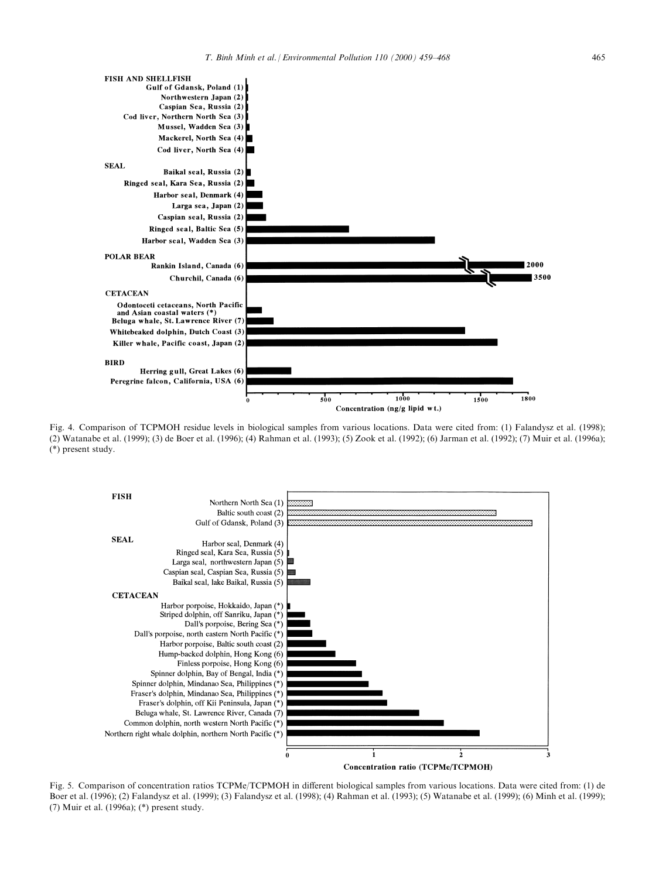Fig. 4. Comparison of TCPMOH residue levels in biological samples from various locations. Data were cited from: (1) Falandysz et al. (1998); (2) Watanabe et al. (1999); (3) de Boer et al. (1996); (4) Rahman et al. (1993); (5) Zook et al. (1992); (6) Jarman et al. (1992); (7) Muir et al. (1996a); (*) present study.

Fig. 5. Comparison of concentration ratios TCPMe/TCPMOH in different biological samples from various locations. Data were cited from: (1) de Boer et al. (1996); (2) Falandysz et al. (1999); (3) Falandysz et al. (1998); (4) Rahman et al. (1993); (5) Watanabe et al. (1999); (6) Minh et al. (1999); (7) Muir et al. (1996a); (*) present study.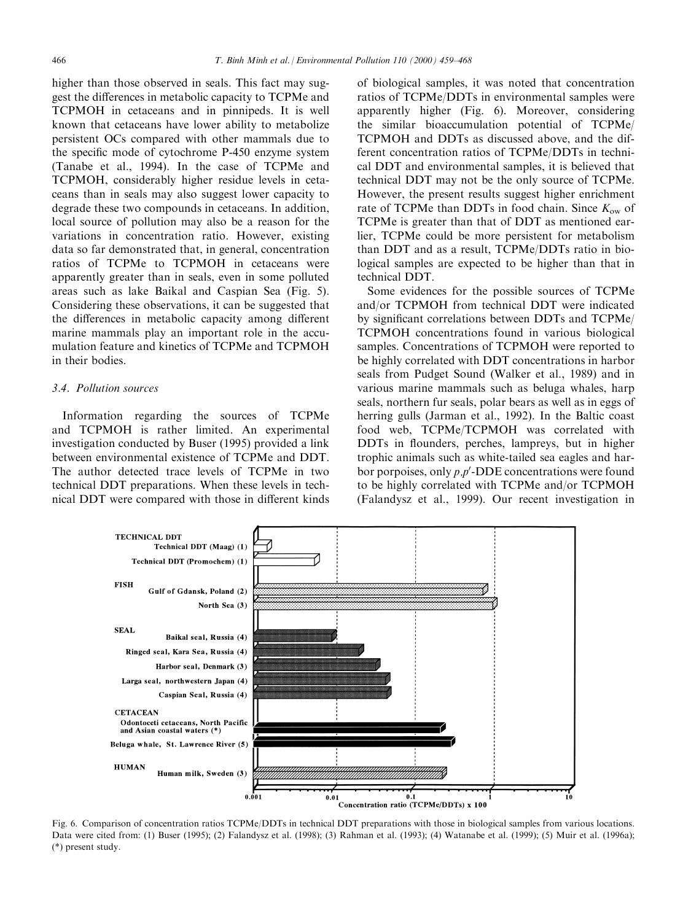higher than those observed in seals. This fact may suggest the differences in metabolic capacity to TCPMe and TCPMOH in cetaceans and in pinnipeds. It is well known that cetaceans have lower ability to metabolize persistent OCs compared with other mammals due to the specific mode of cytochrome P-450 enzyme system (Tanabe et al., 1994). In the case of TCPMe and TCPMOH, considerably higher residue levels in cetaceans than in seals may also suggest lower capacity to degrade these two compounds in cetaceans. In addition, local source of pollution may also be a reason for the variations in concentration ratio. However, existing data so far demonstrated that, in general, concentration ratios of TCPMe to TCPMOH in cetaceans were apparently greater than in seals, even in some polluted areas such as lake Baikal and Caspian Sea (Fig. 5). Considering these observations, it can be suggested that the differences in metabolic capacity among different marine mammals play an important role in the accumulation feature and kinetics of TCPMe and TCPMOH in their bodies.

### 3.4. Pollution sources

Information regarding the sources of TCPMe and TCPMOH is rather limited. An experimental investigation conducted by Buser (1995) provided a link between environmental existence of TCPMe and DDT. The author detected trace levels of TCPMe in two technical DDT preparations. When these levels in technical DDT were compared with those in different kinds of biological samples, it was noted that concentration ratios of TCPMe/DDTs in environmental samples were apparently higher (Fig. 6). Moreover, considering the similar bioaccumulation potential of TCPMe/TCPMOH and DDTs as discussed above, and the different concentration ratios of TCPMe/DDTs in technical DDT and environmental samples, it is believed that technical DDT may not be the only source of TCPMe. However, the present results suggest higher enrichment rate of TCPMe than DDTs in food chain. Since $K_{ow}$ of TCPMe is greater than that of DDT as mentioned earlier, TCPMe could be more persistent for metabolism than DDT and as a result, TCPMe/DDTs ratio in biological samples are expected to be higher than that in technical DDT.

Some evidences for the possible sources of TCPMe and/or TCPMOH from technical DDT were indicated by significant correlations between DDTs and TCPMe/TCPMOH concentrations found in various biological samples. Concentrations of TCPMOH were reported to be highly correlated with DDT concentrations in harbor seals from Pudget Sound (Walker et al., 1989) and in various marine mammals such as beluga whales, harp seals, northern fur seals, polar bears as well as in eggs of herring gulls (Jarman et al., 1992). In the Baltic coast food web, TCPMe/TCPMOH was correlated with DDTs in flounders, perches, lampreys, but in higher trophic animals such as white-tailed sea eagles and harbor porpoises, only $p,p'$-DDE concentrations were found to be highly correlated with TCPMe and/or TCPMOH (Falandysz et al., 1999). Our recent investigation in

Fig. 6. Comparison of concentration ratios TCPMe/DDTs in technical DDT preparations with those in biological samples from various locations. Data were cited from: (1) Buser (1995); (2) Falandysz et al. (1998); (3) Rahman et al. (1993); (4) Watanabe et al. (1999); (5) Muir et al. (1996a); (*) present study.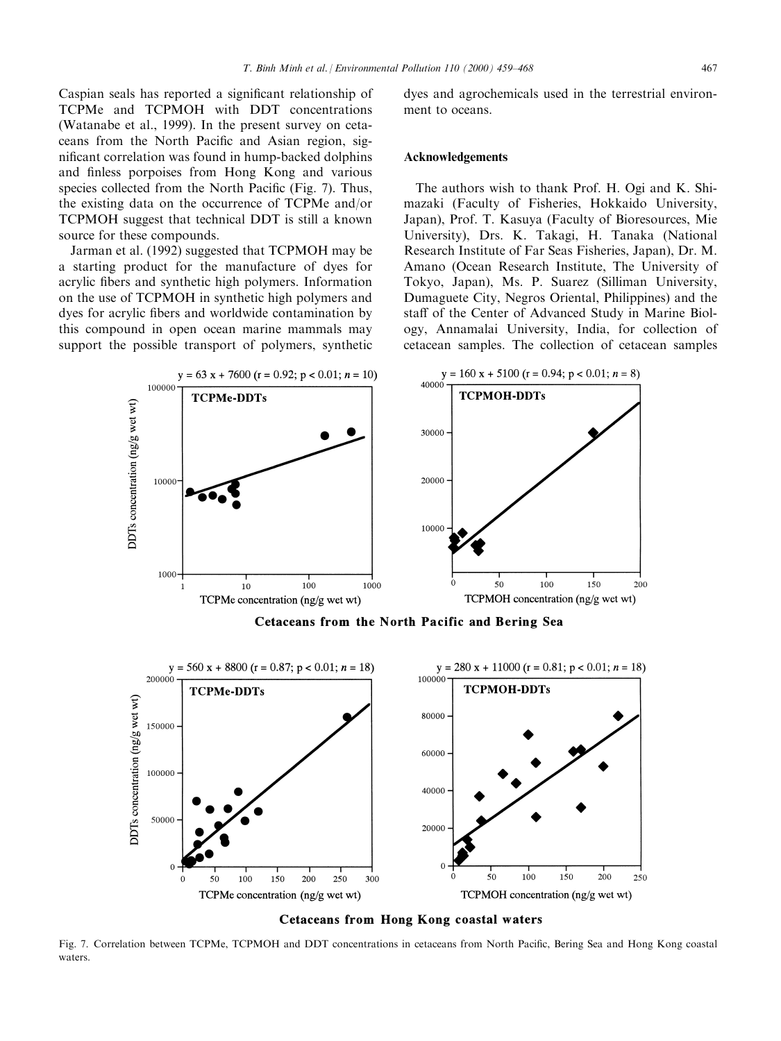Caspian seals has reported a significant relationship of TCPMe and TCPMOH with DDT concentrations (Watanabe et al., 1999). In the present survey on cetaceans from the North Pacific and Asian region, significant correlation was found in hump-backed dolphins and finless porpoises from Hong Kong and various species collected from the North Pacific (Fig. 7). Thus, the existing data on the occurrence of TCPMe and/or TCPMOH suggest that technical DDT is still a known source for these compounds.

Jarman et al. (1992) suggested that TCPMOH may be a starting product for the manufacture of dyes for acrylic fibers and synthetic high polymers. Information on the use of TCPMOH in synthetic high polymers and dyes for acrylic fibers and worldwide contamination by this compound in open ocean marine mammals may support the possible transport of polymers, synthetic dyes and agrochemicals used in the terrestrial environment to oceans.

## Acknowledgements

The authors wish to thank Prof. H. Ogi and K. Shimazaki (Faculty of Fisheries, Hokkaido University, Japan), Prof. T. Kasuya (Faculty of Bioresources, Mie University), Drs. K. Takagi, H. Tanaka (National Research Institute of Far Seas Fisheries, Japan), Dr. M. Amano (Ocean Research Institute, The University of Tokyo, Japan), Ms. P. Suarez (Silliman University, Dumaguete City, Negros Oriental, Philippines) and the staff of the Center of Advanced Study in Marine Biology, Annamalai University, India, for collection of cetacean samples. The collection of cetacean samples

**Cetaceans from the North Pacific and Bering Sea**

TCPMe-DDTs: $y = 63x + 7600$ ($r = 0.92$; $p < 0.01$; $n = 10$)

TCPMOH-DDTs: $y = 160x + 5100$ ($r = 0.94$; $p < 0.01$; $n = 8$)

**Cetaceans from Hong Kong coastal waters**

TCPMe-DDTs: $y = 560x + 8800$ ($r = 0.87$; $p < 0.01$; $n = 18$)

TCPMOH-DDTs: $y = 280x + 11000$ ($r = 0.81$; $p < 0.01$; $n = 18$)

Fig. 7. Correlation between TCPMe, TCPMOH and DDT concentrations in cetaceans from North Pacific, Bering Sea and Hong Kong coastal waters.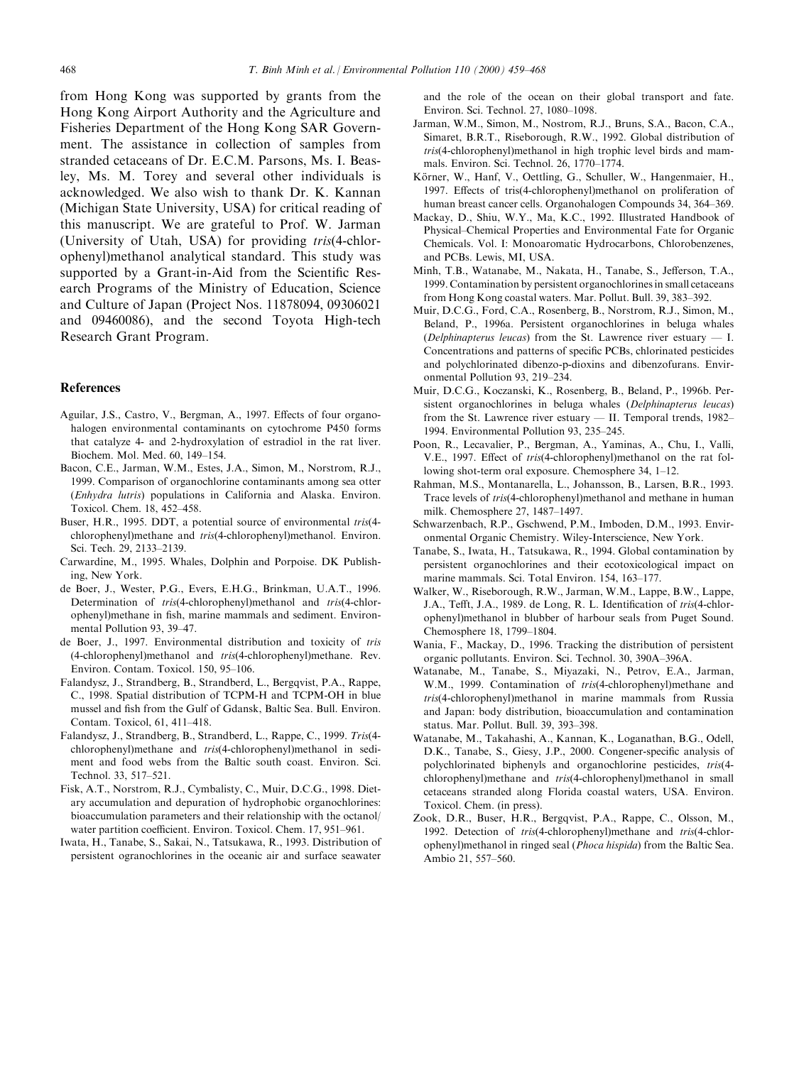from Hong Kong was supported by grants from the Hong Kong Airport Authority and the Agriculture and Fisheries Department of the Hong Kong SAR Government. The assistance in collection of samples from stranded cetaceans of Dr. E.C.M. Parsons, Ms. I. Beasley, Ms. M. Torey and several other individuals is acknowledged. We also wish to thank Dr. K. Kannan (Michigan State University, USA) for critical reading of this manuscript. We are grateful to Prof. W. Jarman (University of Utah, USA) for providing *tris*(4-chlorophenyl)methanol analytical standard. This study was supported by a Grant-in-Aid from the Scientific Research Programs of the Ministry of Education, Science and Culture of Japan (Project Nos. 11878094, 09306021 and 09460086), and the second Toyota High-tech Research Grant Program.

## References

Aguilar, J.S., Castro, V., Bergman, A., 1997. Effects of four organohalogen environmental contaminants on cytochrome P450 forms that catalyze 4- and 2-hydroxylation of estradiol in the rat liver. Biochem. Mol. Med. 60, 149–154.

Bacon, C.E., Jarman, W.M., Estes, J.A., Simon, M., Norstrom, R.J., 1999. Comparison of organochlorine contaminants among sea otter (*Enhydra lutris*) populations in California and Alaska. Environ. Toxicol. Chem. 18, 452–458.

Buser, H.R., 1995. DDT, a potential source of environmental *tris*(4-chlorophenyl)methane and *tris*(4-chlorophenyl)methanol. Environ. Sci. Tech. 29, 2133–2139.

Carwardine, M., 1995. Whales, Dolphin and Porpoise. DK Publishing, New York.

de Boer, J., Wester, P.G., Evers, E.H.G., Brinkman, U.A.T., 1996. Determination of *tris*(4-chlorophenyl)methanol and *tris*(4-chlorophenyl)methane in fish, marine mammals and sediment. Environmental Pollution 93, 39–47.

de Boer, J., 1997. Environmental distribution and toxicity of *tris* (4-chlorophenyl)methanol and *tris*(4-chlorophenyl)methane. Rev. Environ. Contam. Toxicol. 150, 95–106.

Falandysz, J., Strandberg, B., Strandberd, L., Bergqvist, P.A., Rappe, C., 1998. Spatial distribution of TCPM-H and TCPM-OH in blue mussel and fish from the Gulf of Gdansk, Baltic Sea. Bull. Environ. Contam. Toxicol, 61, 411–418.

Falandysz, J., Strandberg, B., Strandberd, L., Rappe, C., 1999. *Tris*(4-chlorophenyl)methane and *tris*(4-chlorophenyl)methanol in sediment and food webs from the Baltic south coast. Environ. Sci. Technol. 33, 517–521.

Fisk, A.T., Norstrom, R.J., Cymbalisty, C., Muir, D.C.G., 1998. Dietary accumulation and depuration of hydrophobic organochlorines: bioaccumulation parameters and their relationship with the octanol/water partition coefficient. Environ. Toxicol. Chem. 17, 951–961.

Iwata, H., Tanabe, S., Sakai, N., Tatsukawa, R., 1993. Distribution of persistent ogranochlorines in the oceanic air and surface seawater and the role of the ocean on their global transport and fate. Environ. Sci. Technol. 27, 1080–1098.

Jarman, W.M., Simon, M., Nostrom, R.J., Bruns, S.A., Bacon, C.A., Simaret, B.R.T., Riseborough, R.W., 1992. Global distribution of *tris*(4-chlorophenyl)methanol in high trophic level birds and mammals. Environ. Sci. Technol. 26, 1770–1774.

Körner, W., Hanf, V., Oettling, G., Schuller, W., Hangenmaier, H., 1997. Effects of tris(4-chlorophenyl)methanol on proliferation of human breast cancer cells. Organohalogen Compounds 34, 364–369.

Mackay, D., Shiu, W.Y., Ma, K.C., 1992. Illustrated Handbook of Physical–Chemical Properties and Environmental Fate for Organic Chemicals. Vol. I: Monoaromatic Hydrocarbons, Chlorobenzenes, and PCBs. Lewis, MI, USA.

Minh, T.B., Watanabe, M., Nakata, H., Tanabe, S., Jefferson, T.A., 1999. Contamination by persistent organochlorines in small cetaceans from Hong Kong coastal waters. Mar. Pollut. Bull. 39, 383–392.

Muir, D.C.G., Ford, C.A., Rosenberg, B., Norstrom, R.J., Simon, M., Beland, P., 1996a. Persistent organochlorines in beluga whales (*Delphinapterus leucas*) from the St. Lawrence river estuary — I. Concentrations and patterns of specific PCBs, chlorinated pesticides and polychlorinated dibenzo-p-dioxins and dibenzofurans. Environmental Pollution 93, 219–234.

Muir, D.C.G., Koczanski, K., Rosenberg, B., Beland, P., 1996b. Persistent organochlorines in beluga whales (*Delphinapterus leucas*) from the St. Lawrence river estuary — II. Temporal trends, 1982–1994. Environmental Pollution 93, 235–245.

Poon, R., Lecavalier, P., Bergman, A., Yaminas, A., Chu, I., Valli, V.E., 1997. Effect of *tris*(4-chlorophenyl)methanol on the rat following shot-term oral exposure. Chemosphere 34, 1–12.

Rahman, M.S., Montanarella, L., Johansson, B., Larsen, B.R., 1993. Trace levels of *tris*(4-chlorophenyl)methanol and methane in human milk. Chemosphere 27, 1487–1497.

Schwarzenbach, R.P., Gschwend, P.M., Imboden, D.M., 1993. Environmental Organic Chemistry. Wiley-Interscience, New York.

Tanabe, S., Iwata, H., Tatsukawa, R., 1994. Global contamination by persistent organochlorines and their ecotoxicological impact on marine mammals. Sci. Total Environ. 154, 163–177.

Walker, W., Riseborough, R.W., Jarman, W.M., Lappe, B.W., Lappe, J.A., Tefft, J.A., 1989. de Long, R. L. Identification of *tris*(4-chlorophenyl)methanol in blubber of harbour seals from Puget Sound. Chemosphere 18, 1799–1804.

Wania, F., Mackay, D., 1996. Tracking the distribution of persistent organic pollutants. Environ. Sci. Technol. 30, 390A–396A.

Watanabe, M., Tanabe, S., Miyazaki, N., Petrov, E.A., Jarman, W.M., 1999. Contamination of *tris*(4-chlorophenyl)methane and *tris*(4-chlorophenyl)methanol in marine mammals from Russia and Japan: body distribution, bioaccumulation and contamination status. Mar. Pollut. Bull. 39, 393–398.

Watanabe, M., Takahashi, A., Kannan, K., Loganathan, B.G., Odell, D.K., Tanabe, S., Giesy, J.P., 2000. Congener-specific analysis of polychlorinated biphenyls and organochlorine pesticides, *tris*(4-chlorophenyl)methane and *tris*(4-chlorophenyl)methanol in small cetaceans stranded along Florida coastal waters, USA. Environ. Toxicol. Chem. (in press).

Zook, D.R., Buser, H.R., Bergqvist, P.A., Rappe, C., Olsson, M., 1992. Detection of *tris*(4-chlorophenyl)methane and *tris*(4-chlorophenyl)methanol in ringed seal (*Phoca hispida*) from the Baltic Sea. Ambio 21, 557–560.